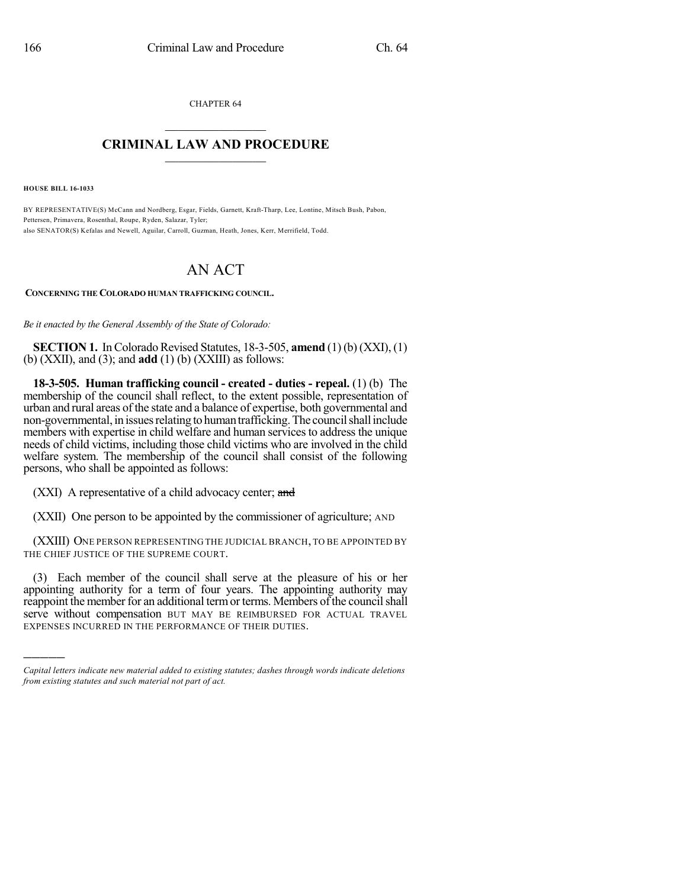CHAPTER 64

# CRIMINAL LAW AND PROCEDURE

**HOUSE BILL 16-1033**

BY REPRESENTATIVE(S) McCann and Nordberg, Esgar, Fields, Garnett, Kraft-Tharp, Lee, Lontine, Mitsch Bush, Pabon, Pettersen, Primavera, Rosenthal, Roupe, Ryden, Salazar, Tyler;
also SENATOR(S) Kefalas and Newell, Aguilar, Carroll, Guzman, Heath, Jones, Kerr, Merrifield, Todd.

# AN ACT

**CONCERNING THE COLORADO HUMAN TRAFFICKING COUNCIL.**

*Be it enacted by the General Assembly of the State of Colorado:*

**SECTION 1.** In Colorado Revised Statutes, 18-3-505, **amend** (1) (b) (XXI), (1) (b) (XXII), and (3); and **add** (1) (b) (XXIII) as follows:

**18-3-505. Human trafficking council - created - duties - repeal.** (1) (b) The membership of the council shall reflect, to the extent possible, representation of urban and rural areas of the state and a balance of expertise, both governmental and non-governmental, in issues relating to human trafficking. The council shall include members with expertise in child welfare and human services to address the unique needs of child victims, including those child victims who are involved in the child welfare system. The membership of the council shall consist of the following persons, who shall be appointed as follows:

(XXI) A representative of a child advocacy center; ~~and~~

(XXII) One person to be appointed by the commissioner of agriculture; AND

(XXIII) ONE PERSON REPRESENTING THE JUDICIAL BRANCH, TO BE APPOINTED BY THE CHIEF JUSTICE OF THE SUPREME COURT.

(3) Each member of the council shall serve at the pleasure of his or her appointing authority for a term of four years. The appointing authority may reappoint the member for an additional term or terms. Members of the council shall serve without compensation BUT MAY BE REIMBURSED FOR ACTUAL TRAVEL EXPENSES INCURRED IN THE PERFORMANCE OF THEIR DUTIES.

---

*Capital letters indicate new material added to existing statutes; dashes through words indicate deletions from existing statutes and such material not part of act.*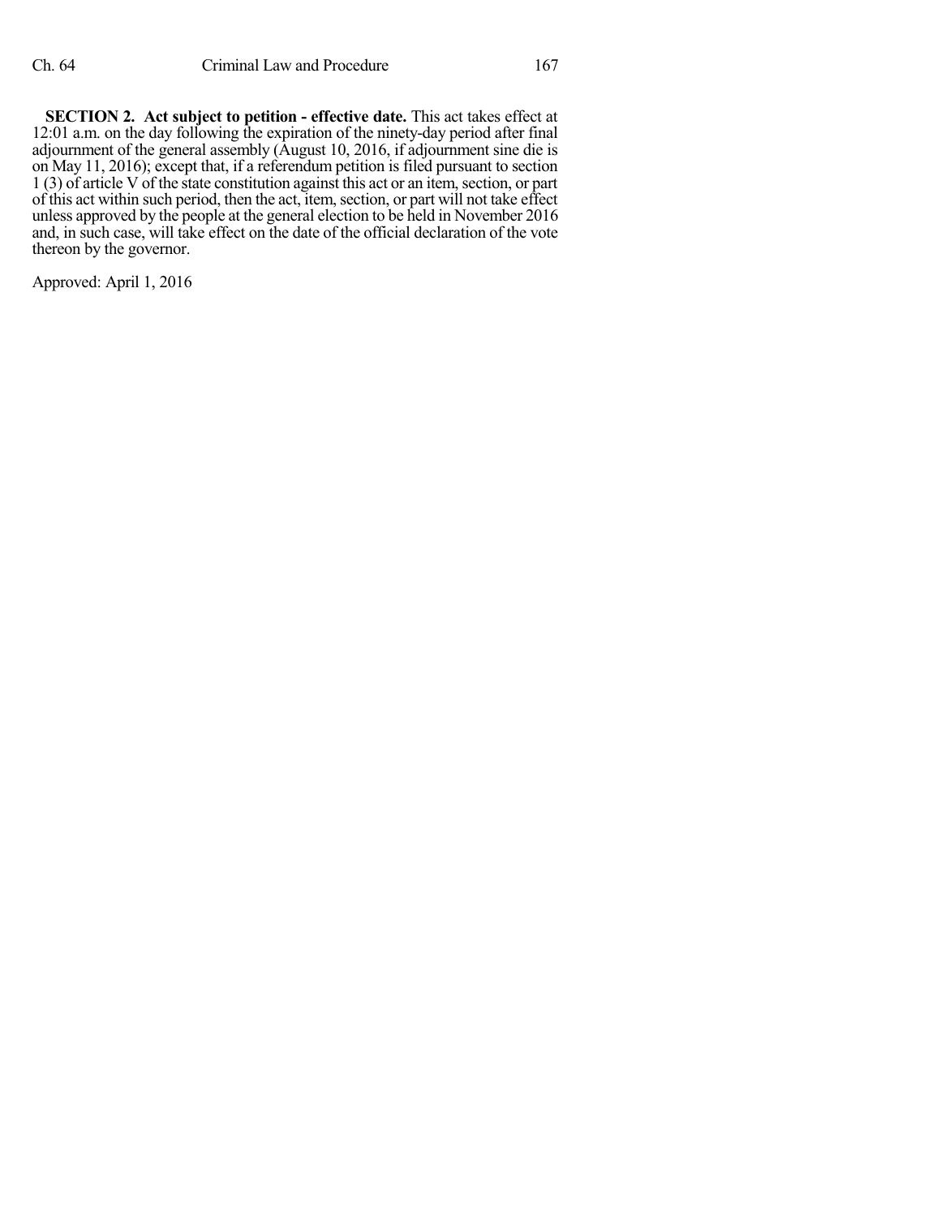**SECTION 2. Act subject to petition - effective date.** This act takes effect at 12:01 a.m. on the day following the expiration of the ninety-day period after final adjournment of the general assembly (August 10, 2016, if adjournment sine die is on May 11, 2016); except that, if a referendum petition is filed pursuant to section 1 (3) of article V of the state constitution against this act or an item, section, or part of this act within such period, then the act, item, section, or part will not take effect unless approved by the people at the general election to be held in November 2016 and, in such case, will take effect on the date of the official declaration of the vote thereon by the governor.

Approved: April 1, 2016